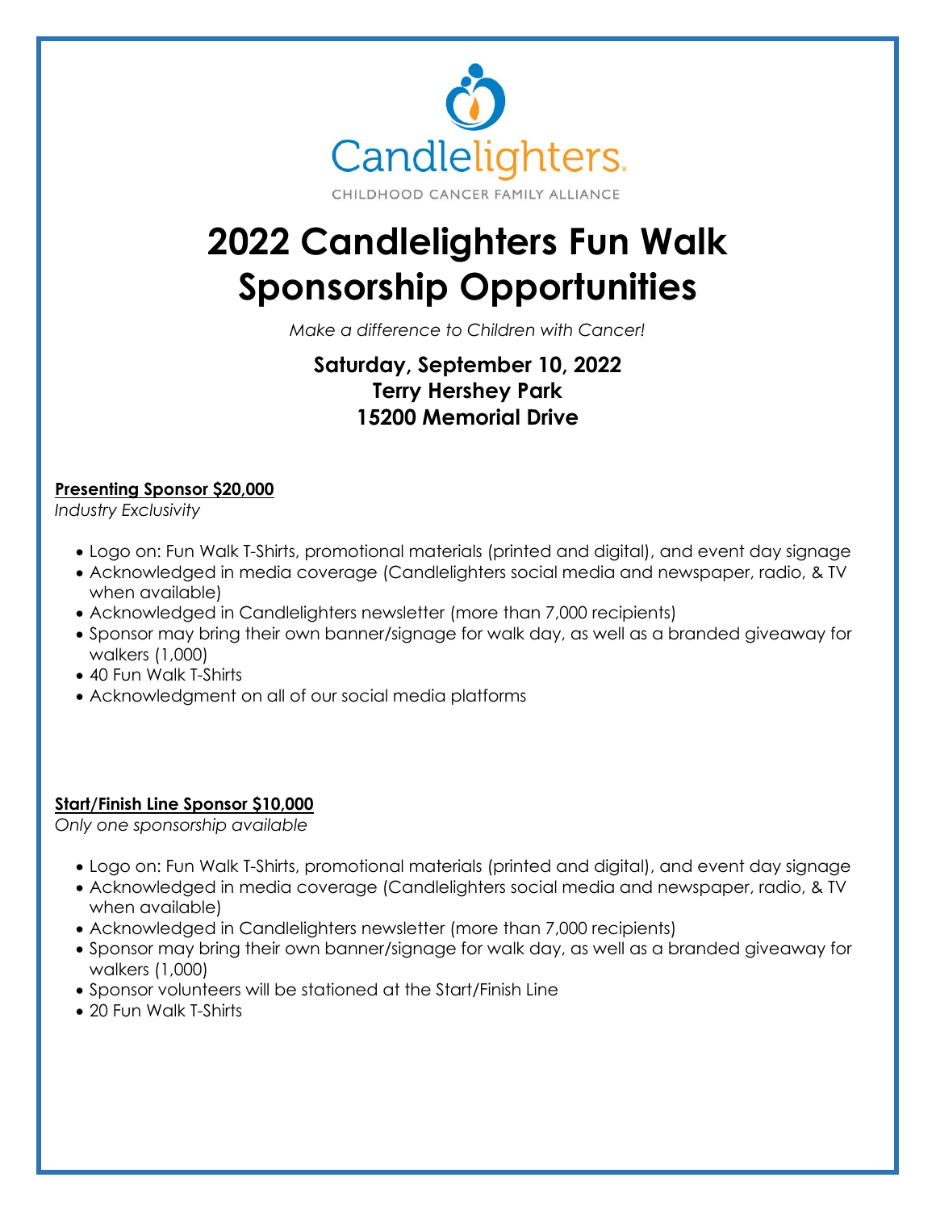Candlelighters.

CHILDHOOD CANCER FAMILY ALLIANCE

# 2022 Candlelighters Fun Walk Sponsorship Opportunities

*Make a difference to Children with Cancer!*

**Saturday, September 10, 2022**
**Terry Hershey Park**
**15200 Memorial Drive**

**Presenting Sponsor $20,000**

*Industry Exclusivity*

- Logo on: Fun Walk T-Shirts, promotional materials (printed and digital), and event day signage
- Acknowledged in media coverage (Candlelighters social media and newspaper, radio, & TV when available)
- Acknowledged in Candlelighters newsletter (more than 7,000 recipients)
- Sponsor may bring their own banner/signage for walk day, as well as a branded giveaway for walkers (1,000)
- 40 Fun Walk T-Shirts
- Acknowledgment on all of our social media platforms

**Start/Finish Line Sponsor $10,000**

*Only one sponsorship available*

- Logo on: Fun Walk T-Shirts, promotional materials (printed and digital), and event day signage
- Acknowledged in media coverage (Candlelighters social media and newspaper, radio, & TV when available)
- Acknowledged in Candlelighters newsletter (more than 7,000 recipients)
- Sponsor may bring their own banner/signage for walk day, as well as a branded giveaway for walkers (1,000)
- Sponsor volunteers will be stationed at the Start/Finish Line
- 20 Fun Walk T-Shirts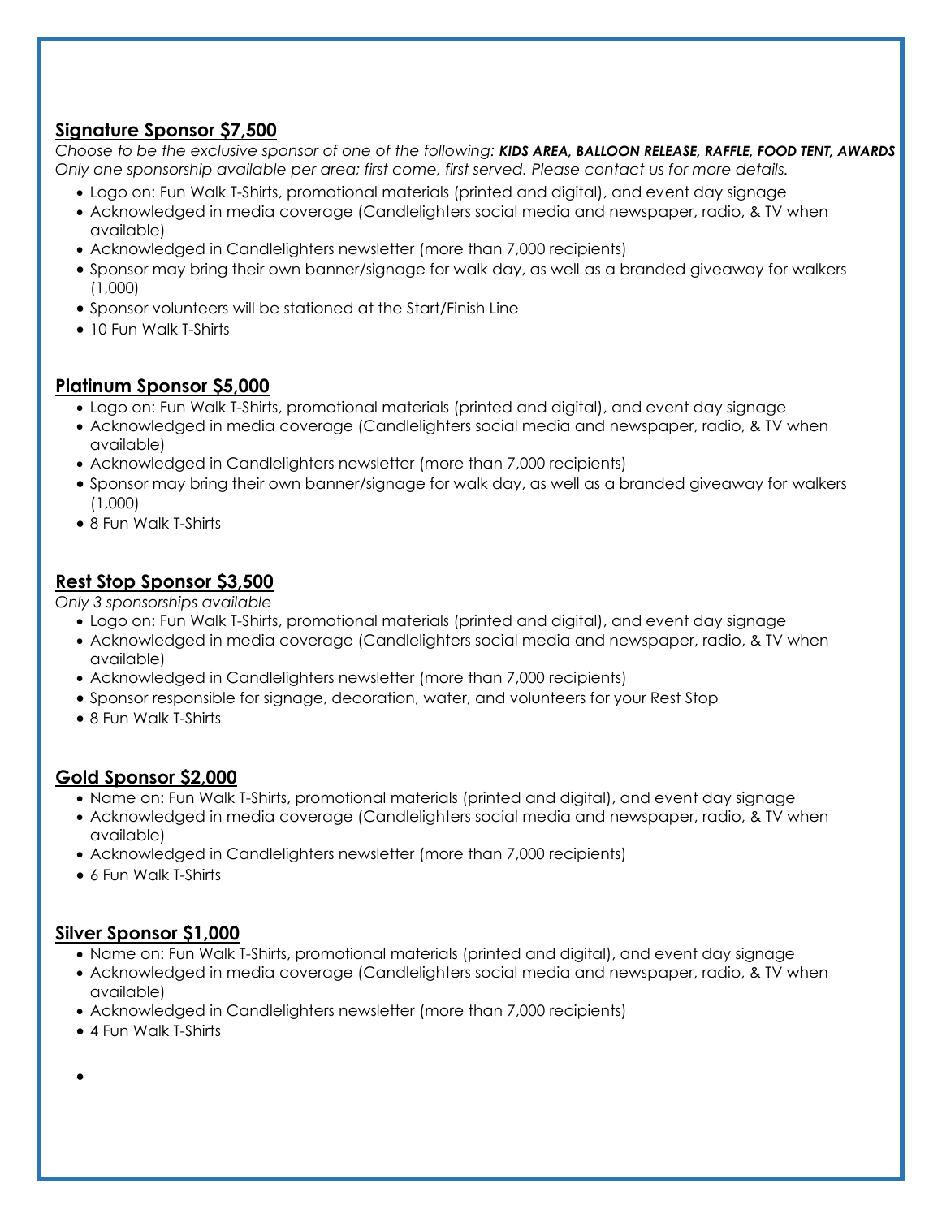## Signature Sponsor $7,500

*Choose to be the exclusive sponsor of one of the following:* ***KIDS AREA, BALLOON RELEASE, RAFFLE, FOOD TENT, AWARDS***
*Only one sponsorship available per area; first come, first served. Please contact us for more details.*

- Logo on: Fun Walk T-Shirts, promotional materials (printed and digital), and event day signage
- Acknowledged in media coverage (Candlelighters social media and newspaper, radio, & TV when available)
- Acknowledged in Candlelighters newsletter (more than 7,000 recipients)
- Sponsor may bring their own banner/signage for walk day, as well as a branded giveaway for walkers (1,000)
- Sponsor volunteers will be stationed at the Start/Finish Line
- 10 Fun Walk T-Shirts

## Platinum Sponsor $5,000

- Logo on: Fun Walk T-Shirts, promotional materials (printed and digital), and event day signage
- Acknowledged in media coverage (Candlelighters social media and newspaper, radio, & TV when available)
- Acknowledged in Candlelighters newsletter (more than 7,000 recipients)
- Sponsor may bring their own banner/signage for walk day, as well as a branded giveaway for walkers (1,000)
- 8 Fun Walk T-Shirts

## Rest Stop Sponsor $3,500

*Only 3 sponsorships available*

- Logo on: Fun Walk T-Shirts, promotional materials (printed and digital), and event day signage
- Acknowledged in media coverage (Candlelighters social media and newspaper, radio, & TV when available)
- Acknowledged in Candlelighters newsletter (more than 7,000 recipients)
- Sponsor responsible for signage, decoration, water, and volunteers for your Rest Stop
- 8 Fun Walk T-Shirts

## Gold Sponsor $2,000

- Name on: Fun Walk T-Shirts, promotional materials (printed and digital), and event day signage
- Acknowledged in media coverage (Candlelighters social media and newspaper, radio, & TV when available)
- Acknowledged in Candlelighters newsletter (more than 7,000 recipients)
- 6 Fun Walk T-Shirts

## Silver Sponsor $1,000

- Name on: Fun Walk T-Shirts, promotional materials (printed and digital), and event day signage
- Acknowledged in media coverage (Candlelighters social media and newspaper, radio, & TV when available)
- Acknowledged in Candlelighters newsletter (more than 7,000 recipients)
- 4 Fun Walk T-Shirts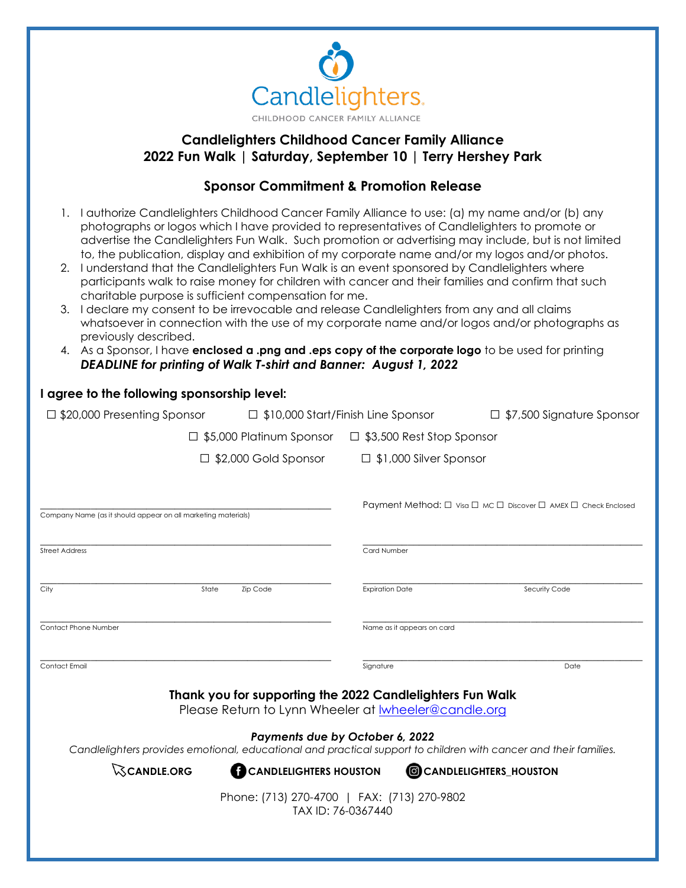Candlelighters

CHILDHOOD CANCER FAMILY ALLIANCE

## Candlelighters Childhood Cancer Family Alliance
## 2022 Fun Walk | Saturday, September 10 | Terry Hershey Park

### Sponsor Commitment & Promotion Release

1. I authorize Candlelighters Childhood Cancer Family Alliance to use: (a) my name and/or (b) any photographs or logos which I have provided to representatives of Candlelighters to promote or advertise the Candlelighters Fun Walk. Such promotion or advertising may include, but is not limited to, the publication, display and exhibition of my corporate name and/or my logos and/or photos.
2. I understand that the Candlelighters Fun Walk is an event sponsored by Candlelighters where participants walk to raise money for children with cancer and their families and confirm that such charitable purpose is sufficient compensation for me.
3. I declare my consent to be irrevocable and release Candlelighters from any and all claims whatsoever in connection with the use of my corporate name and/or logos and/or photographs as previously described.
4. As a Sponsor, I have **enclosed a .png and .eps copy of the corporate logo** to be used for printing ***DEADLINE for printing of Walk T-shirt and Banner: August 1, 2022***

**I agree to the following sponsorship level:**

☐ $20,000 Presenting Sponsor ☐ $10,000 Start/Finish Line Sponsor ☐ $7,500 Signature Sponsor

☐ $5,000 Platinum Sponsor ☐ $3,500 Rest Stop Sponsor

☐ $2,000 Gold Sponsor ☐ $1,000 Silver Sponsor

______________________________
Company Name (as it should appear on all marketing materials)

Payment Method: ☐ Visa ☐ MC ☐ Discover ☐ AMEX ☐ Check Enclosed

______________________________
Street Address

______________________________
Card Number

______________________________
City State Zip Code

______________________________
Expiration Date Security Code

______________________________
Contact Phone Number

______________________________
Name as it appears on card

______________________________
Contact Email

______________________________
Signature Date

**Thank you for supporting the 2022 Candlelighters Fun Walk**

Please Return to Lynn Wheeler at lwheeler@candle.org

***Payments due by October 6, 2022***

*Candlelighters provides emotional, educational and practical support to children with cancer and their families.*

**CANDLE.ORG** **CANDLELIGHTERS HOUSTON** **CANDLELIGHTERS_HOUSTON**

Phone: (713) 270-4700 | FAX: (713) 270-9802

TAX ID: 76-0367440